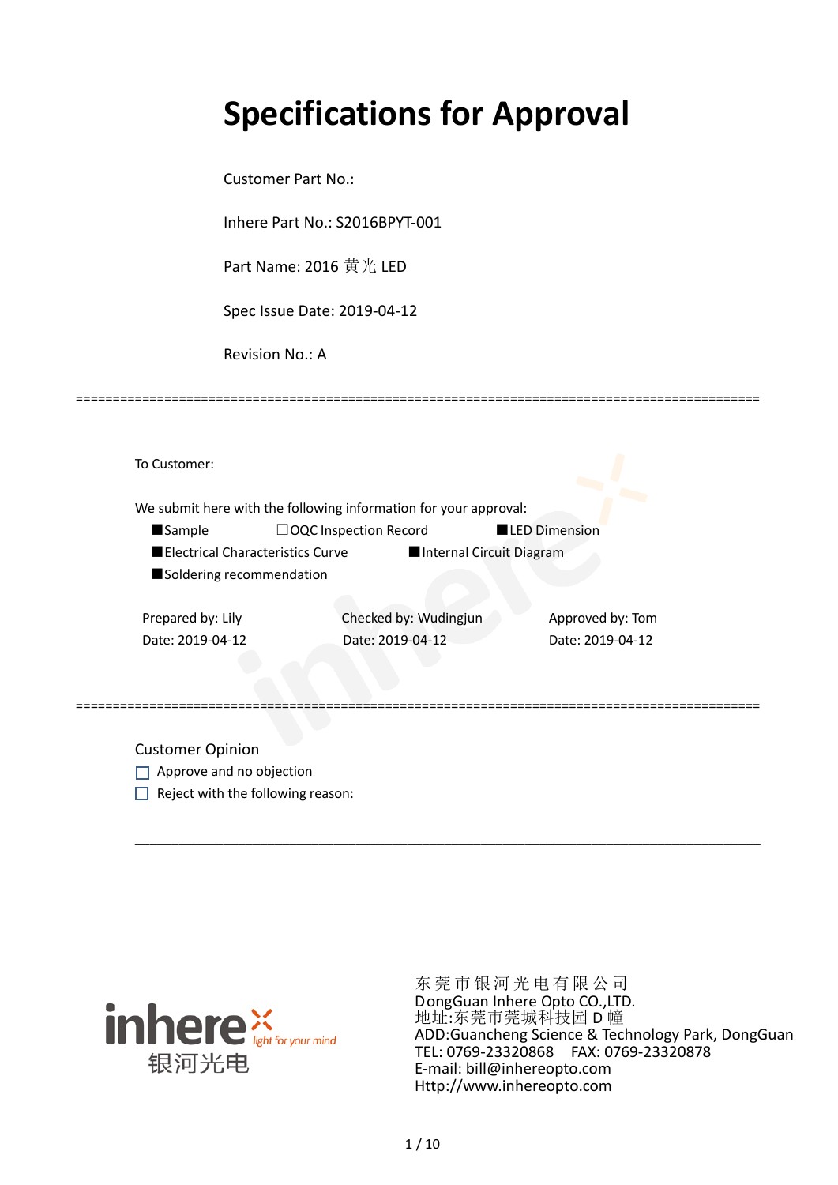# Specifications for Approval

Customer Part No.:

Inhere Part No.: S2016BPYT-001

Part Name: 2016 黄光 LED

Spec Issue Date: 2019-04-12

Revision No.: A

---

To Customer:

We submit here with the following information for your approval:

■Sample　　　□OQC Inspection Record　　　■LED Dimension

■Electrical Characteristics Curve　　　■Internal Circuit Diagram

■Soldering recommendation

| Prepared by: Lily | Checked by: Wudingjun | Approved by: Tom |
|---|---|---|
| Date: 2019-04-12 | Date: 2019-04-12 | Date: 2019-04-12 |

---

Customer Opinion

☐ Approve and no objection

☐ Reject with the following reason:

---

inhere light for your mind 银河光电

东莞市银河光电有限公司
DongGuan Inhere Opto CO.,LTD.
地址:东莞市莞城科技园 D 幢
ADD:Guancheng Science & Technology Park, DongGuan
TEL: 0769-23320868　FAX: 0769-23320878
E-mail: bill@inhereopto.com
Http://www.inhereopto.com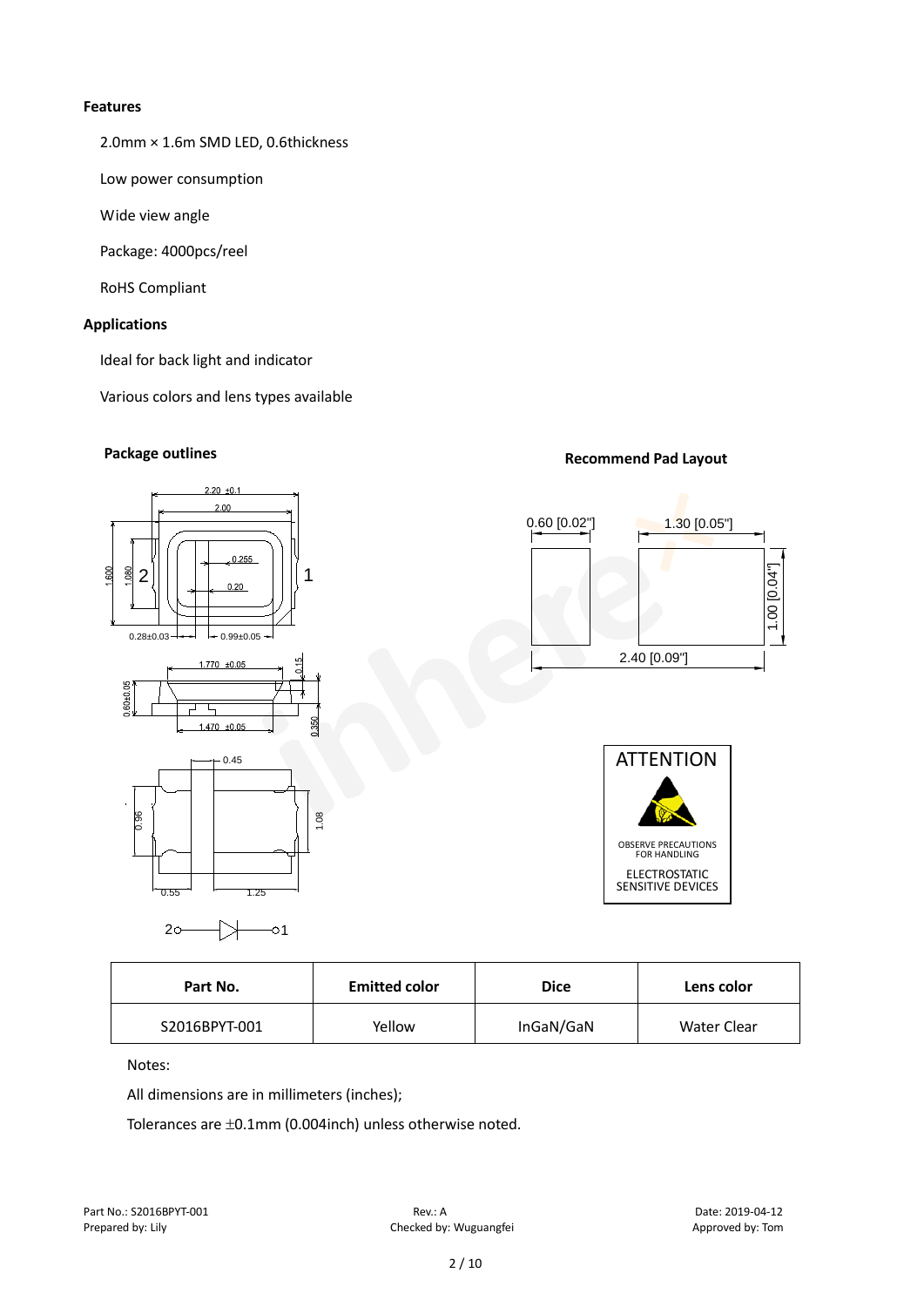**Features**

2.0mm × 1.6m SMD LED, 0.6thickness

Low power consumption

Wide view angle

Package: 4000pcs/reel

RoHS Compliant

**Applications**

Ideal for back light and indicator

Various colors and lens types available

**Package outlines**

**Recommend Pad Layout**

**ATTENTION**

OBSERVE PRECAUTIONS FOR HANDLING

ELECTROSTATIC SENSITIVE DEVICES

| Part No. | Emitted color | Dice | Lens color |
|---|---|---|---|
| S2016BPYT-001 | Yellow | InGaN/GaN | Water Clear |

Notes:

All dimensions are in millimeters (inches);

Tolerances are ±0.1mm (0.004inch) unless otherwise noted.

Part No.: S2016BPYT-001
Prepared by: Lily

Rev.: A
Checked by: Wuguangfei

Date: 2019-04-12
Approved by: Tom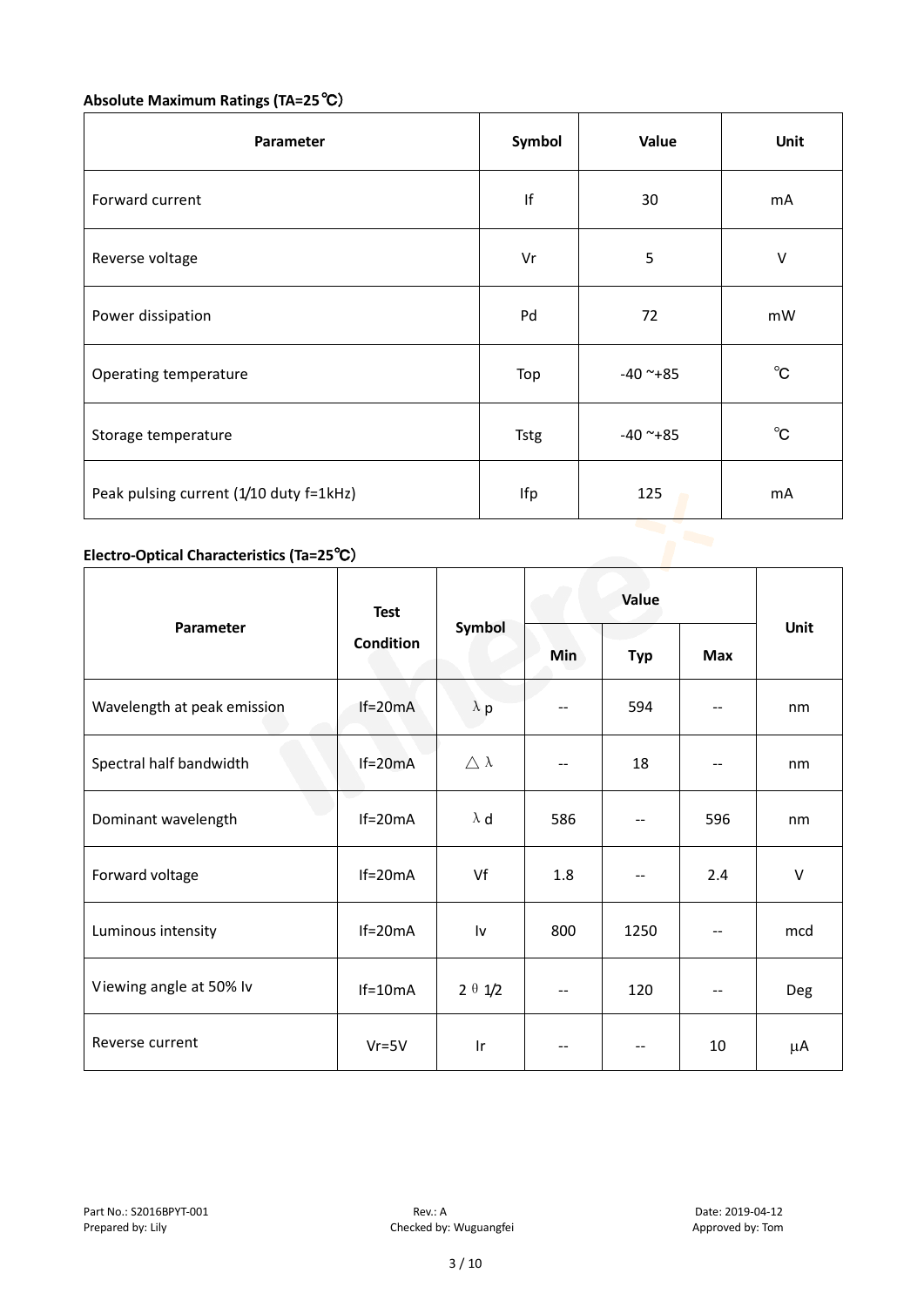**Absolute Maximum Ratings (TA=25℃)**

| Parameter | Symbol | Value | Unit |
|---|---|---|---|
| Forward current | If | 30 | mA |
| Reverse voltage | Vr | 5 | V |
| Power dissipation | Pd | 72 | mW |
| Operating temperature | Top | -40 ~+85 | ℃ |
| Storage temperature | Tstg | -40 ~+85 | ℃ |
| Peak pulsing current (1/10 duty f=1kHz) | Ifp | 125 | mA |

**Electro-Optical Characteristics (Ta=25℃)**

| Parameter | Test Condition | Symbol | Value | | | Unit |
|---|---|---|---|---|---|---|
| | | | Min | Typ | Max | |
| Wavelength at peak emission | If=20mA | $\lambda p$ | -- | 594 | -- | nm |
| Spectral half bandwidth | If=20mA | $\triangle\lambda$ | -- | 18 | -- | nm |
| Dominant wavelength | If=20mA | $\lambda d$ | 586 | -- | 596 | nm |
| Forward voltage | If=20mA | Vf | 1.8 | -- | 2.4 | V |
| Luminous intensity | If=20mA | Iv | 800 | 1250 | -- | mcd |
| Viewing angle at 50% Iv | If=10mA | $2\theta 1/2$ | -- | 120 | -- | Deg |
| Reverse current | Vr=5V | Ir | -- | -- | 10 | μA |

Part No.: S2016BPYT-001 Rev.: A Date: 2019-04-12
Prepared by: Lily Checked by: Wuguangfei Approved by: Tom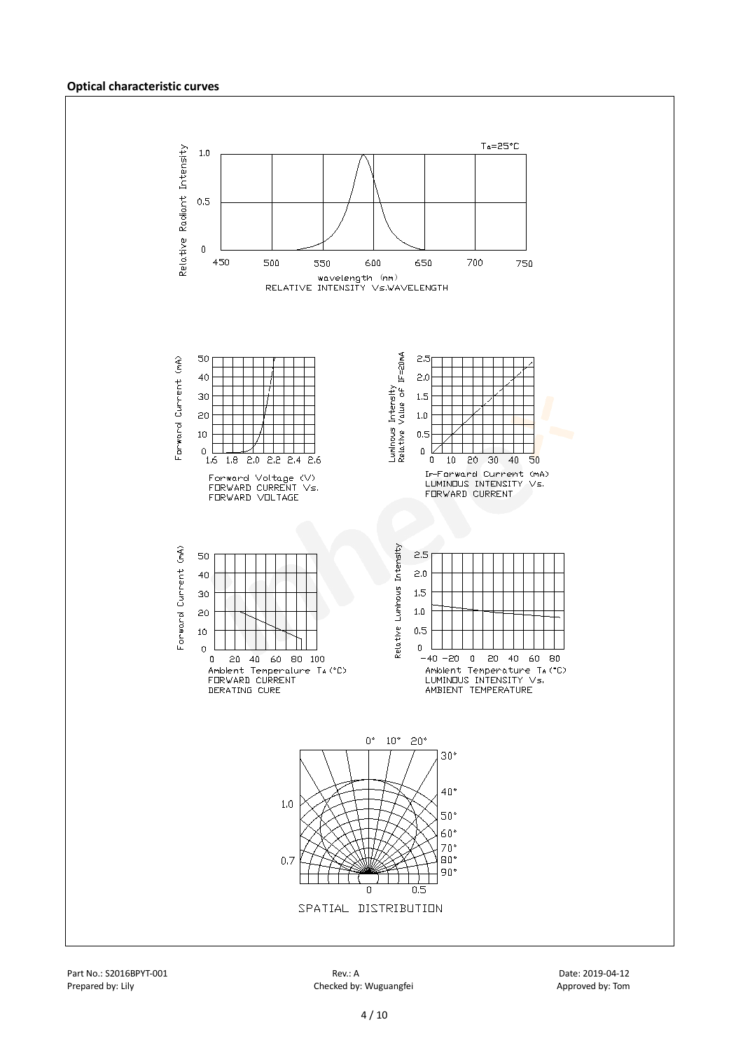**Optical characteristic curves**

$T_a$=25°C

Relative Radiant Intensity

wavelength (nm)
RELATIVE INTENSITY Vs.WAVELENGTH

Forward Current (mA)

Forward Voltage (V)
FORWARD CURRENT Vs.
FORWARD VOLTAGE

Luminous Intensity
Relative Value of IF=20mA

IF-Forward Current (mA)
LUMINOUS INTENSITY Vs.
FORWARD CURRENT

Forward Current (mA)

Ambient Temperature $T_A$ (°C)
FORWARD CURRENT
DERATING CURE

Relative Luminous Intensity

Ambient Temperature $T_A$ (°C)
LUMINOUS INTENSITY Vs.
AMBIENT TEMPERATURE

SPATIAL DISTRIBUTION

Part No.: S2016BPYT-001 Rev.: A Date: 2019-04-12
Prepared by: Lily Checked by: Wuguangfei Approved by: Tom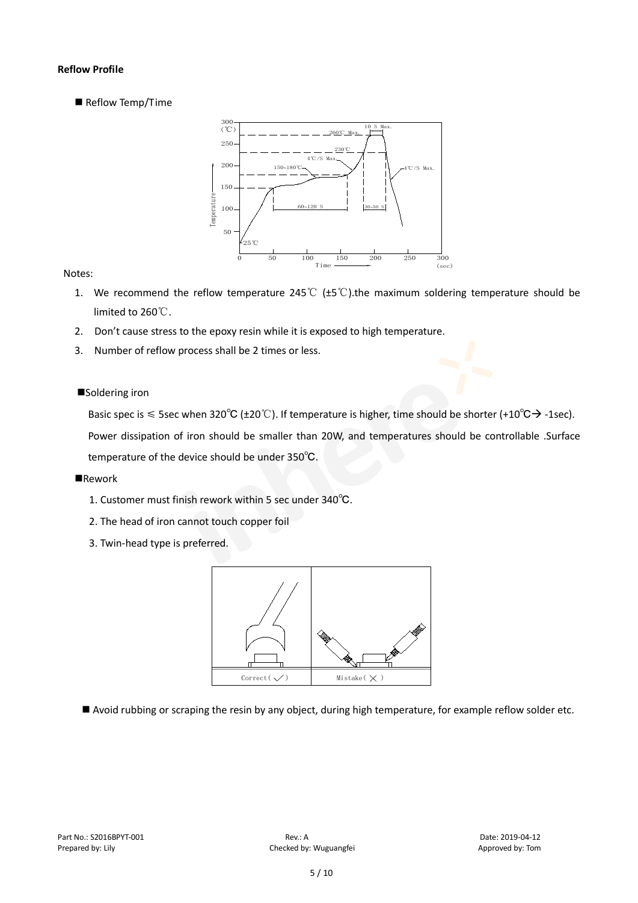**Reflow Profile**

■ Reflow Temp/Time

Notes:

1. We recommend the reflow temperature 245℃ (±5℃).the maximum soldering temperature should be limited to 260℃.
2. Don't cause stress to the epoxy resin while it is exposed to high temperature.
3. Number of reflow process shall be 2 times or less.

■Soldering iron

Basic spec is ≤ 5sec when 320℃ (±20℃). If temperature is higher, time should be shorter (+10℃→ -1sec). Power dissipation of iron should be smaller than 20W, and temperatures should be controllable .Surface temperature of the device should be under 350℃.

■Rework

1. Customer must finish rework within 5 sec under 340℃.
2. The head of iron cannot touch copper foil
3. Twin-head type is preferred.

■ Avoid rubbing or scraping the resin by any object, during high temperature, for example reflow solder etc.

Part No.: S2016BPYT-001 Rev.: A Date: 2019-04-12
Prepared by: Lily Checked by: Wuguangfei Approved by: Tom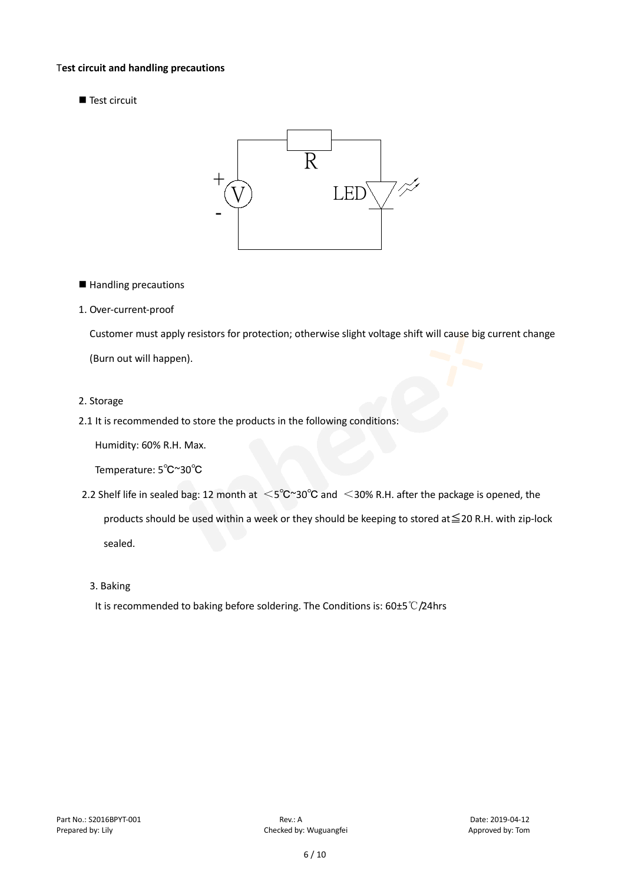**Test circuit and handling precautions**

■ Test circuit

■ Handling precautions

1. Over-current-proof

   Customer must apply resistors for protection; otherwise slight voltage shift will cause big current change (Burn out will happen).

2. Storage

2.1 It is recommended to store the products in the following conditions:

   Humidity: 60% R.H. Max.

   Temperature: 5℃~30℃

2.2 Shelf life in sealed bag: 12 month at ＜5℃~30℃ and ＜30% R.H. after the package is opened, the products should be used within a week or they should be keeping to stored at≦20 R.H. with zip-lock sealed.

3. Baking

   It is recommended to baking before soldering. The Conditions is: 60±5℃/24hrs

Part No.: S2016BPYT-001 | Rev.: A | Date: 2019-04-12
Prepared by: Lily | Checked by: Wuguangfei | Approved by: Tom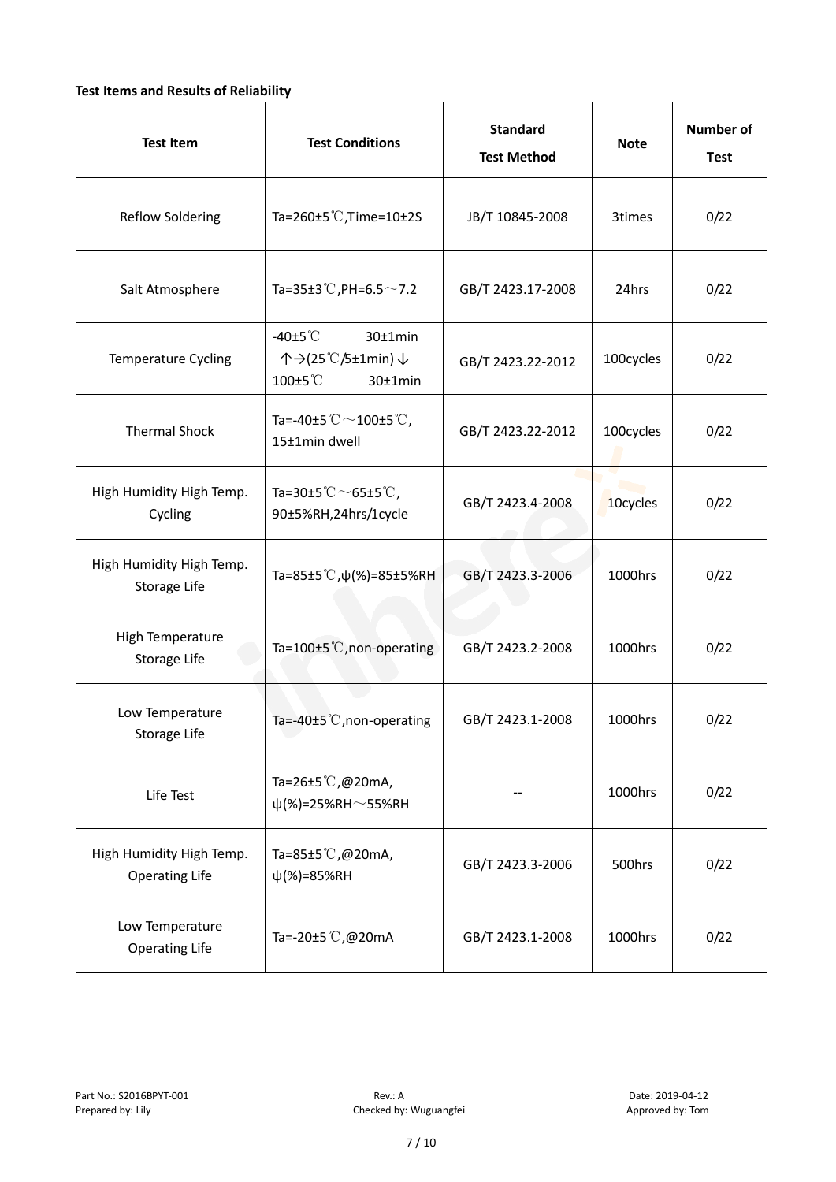**Test Items and Results of Reliability**

| Test Item | Test Conditions | Standard Test Method | Note | Number of Test |
|---|---|---|---|---|
| Reflow Soldering | Ta=260±5℃,Time=10±2S | JB/T 10845-2008 | 3times | 0/22 |
| Salt Atmosphere | Ta=35±3℃,PH=6.5～7.2 | GB/T 2423.17-2008 | 24hrs | 0/22 |
| Temperature Cycling | -40±5℃ 30±1min ↑→(25℃/5±1min)↓ 100±5℃ 30±1min | GB/T 2423.22-2012 | 100cycles | 0/22 |
| Thermal Shock | Ta=-40±5℃～100±5℃, 15±1min dwell | GB/T 2423.22-2012 | 100cycles | 0/22 |
| High Humidity High Temp. Cycling | Ta=30±5℃～65±5℃, 90±5%RH,24hrs/1cycle | GB/T 2423.4-2008 | 10cycles | 0/22 |
| High Humidity High Temp. Storage Life | Ta=85±5℃,ψ(%)=85±5%RH | GB/T 2423.3-2006 | 1000hrs | 0/22 |
| High Temperature Storage Life | Ta=100±5℃,non-operating | GB/T 2423.2-2008 | 1000hrs | 0/22 |
| Low Temperature Storage Life | Ta=-40±5℃,non-operating | GB/T 2423.1-2008 | 1000hrs | 0/22 |
| Life Test | Ta=26±5℃,@20mA, ψ(%)=25%RH～55%RH | -- | 1000hrs | 0/22 |
| High Humidity High Temp. Operating Life | Ta=85±5℃,@20mA, ψ(%)=85%RH | GB/T 2423.3-2006 | 500hrs | 0/22 |
| Low Temperature Operating Life | Ta=-20±5℃,@20mA | GB/T 2423.1-2008 | 1000hrs | 0/22 |

Part No.: S2016BPYT-001 Rev.: A Date: 2019-04-12
Prepared by: Lily Checked by: Wuguangfei Approved by: Tom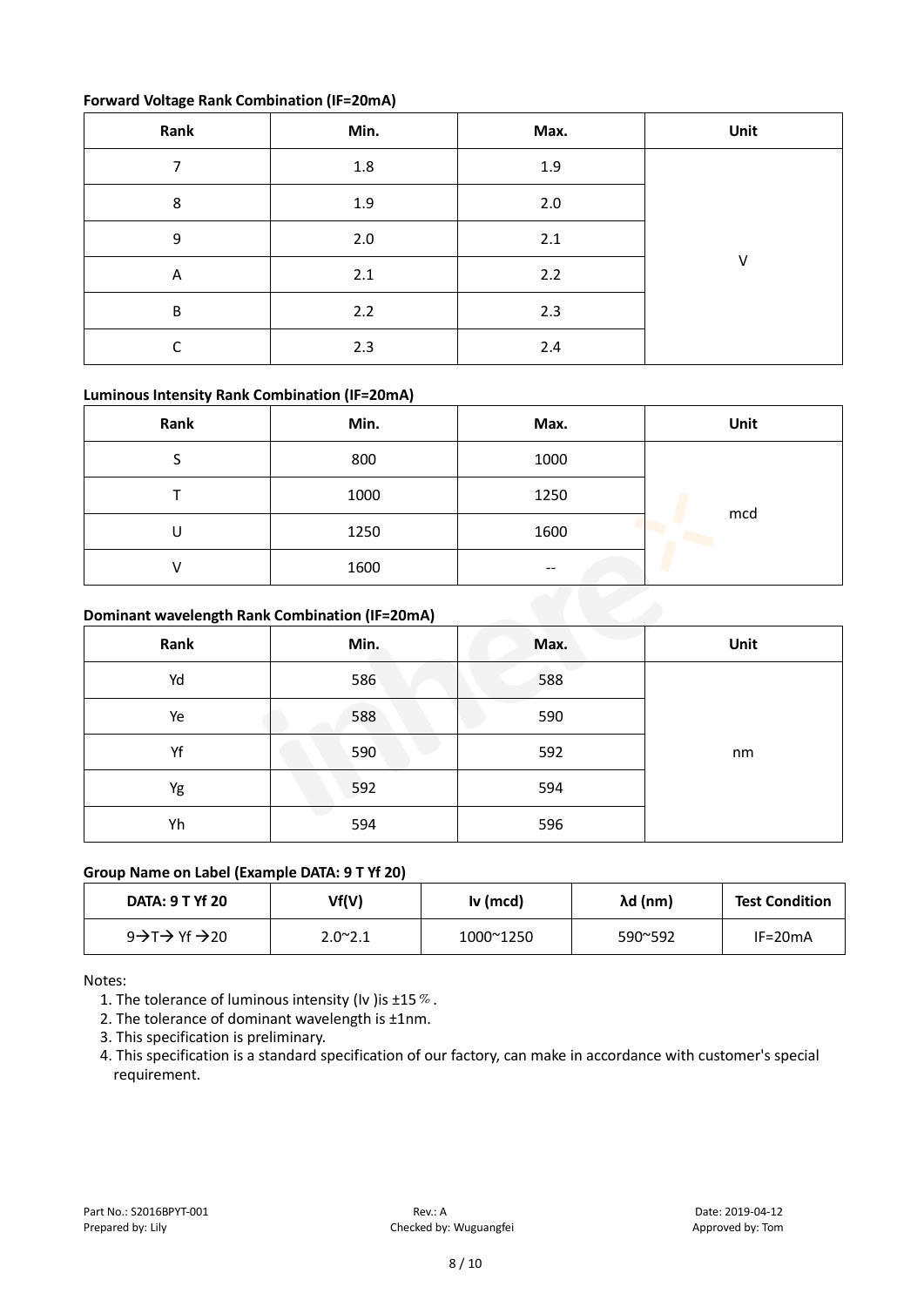**Forward Voltage Rank Combination (IF=20mA)**

| Rank | Min. | Max. | Unit |
|---|---|---|---|
| 7 | 1.8 | 1.9 | V |
| 8 | 1.9 | 2.0 | |
| 9 | 2.0 | 2.1 | |
| A | 2.1 | 2.2 | |
| B | 2.2 | 2.3 | |
| C | 2.3 | 2.4 | |

**Luminous Intensity Rank Combination (IF=20mA)**

| Rank | Min. | Max. | Unit |
|---|---|---|---|
| S | 800 | 1000 | mcd |
| T | 1000 | 1250 | |
| U | 1250 | 1600 | |
| V | 1600 | -- | |

**Dominant wavelength Rank Combination (IF=20mA)**

| Rank | Min. | Max. | Unit |
|---|---|---|---|
| Yd | 586 | 588 | nm |
| Ye | 588 | 590 | |
| Yf | 590 | 592 | |
| Yg | 592 | 594 | |
| Yh | 594 | 596 | |

**Group Name on Label (Example DATA: 9 T Yf 20)**

| DATA: 9 T Yf 20 | Vf(V) | Iv (mcd) | λd (nm) | Test Condition |
|---|---|---|---|---|
| 9→T→ Yf →20 | 2.0~2.1 | 1000~1250 | 590~592 | IF=20mA |

Notes:

1. The tolerance of luminous intensity (Iv )is ±15％.
2. The tolerance of dominant wavelength is ±1nm.
3. This specification is preliminary.
4. This specification is a standard specification of our factory, can make in accordance with customer's special requirement.

Part No.: S2016BPYT-001 Rev.: A Date: 2019-04-12
Prepared by: Lily Checked by: Wuguangfei Approved by: Tom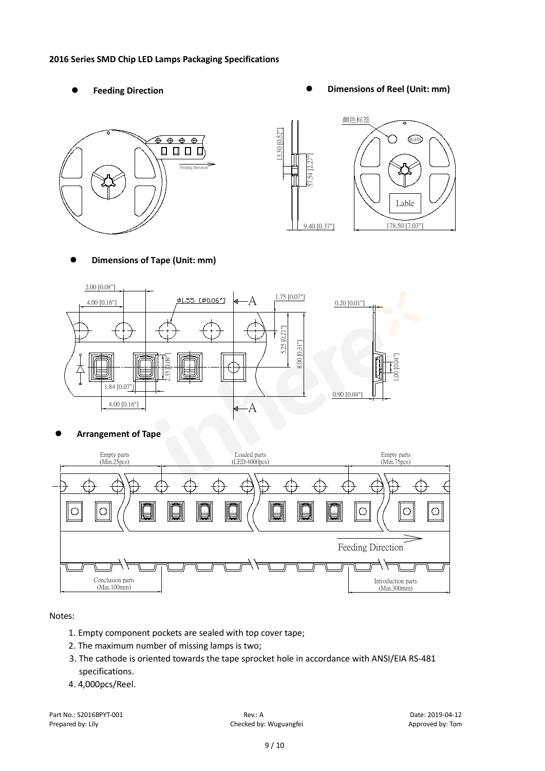**2016 Series SMD Chip LED Lamps Packaging Specifications**

- **Feeding Direction**
- **Dimensions of Reel (Unit: mm)**

- **Dimensions of Tape (Unit: mm)**

- **Arrangement of Tape**

Notes:

1. Empty component pockets are sealed with top cover tape;
2. The maximum number of missing lamps is two;
3. The cathode is oriented towards the tape sprocket hole in accordance with ANSI/EIA RS-481 specifications.
4. 4,000pcs/Reel.

Part No.: S2016BPYT-001　　Rev.: A　　Date: 2019-04-12

Prepared by: Lily　　Checked by: Wuguangfei　　Approved by: Tom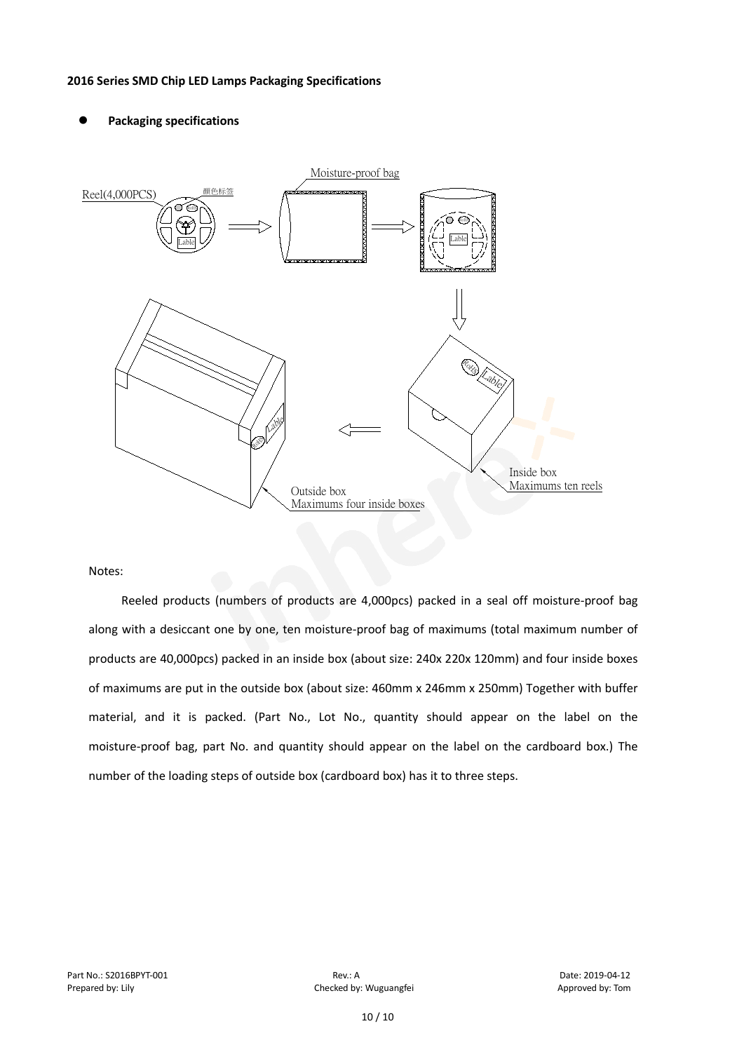**2016 Series SMD Chip LED Lamps Packaging Specifications**

- **Packaging specifications**

Moisture-proof bag

Reel(4,000PCS)

颜色标签

Lable

Inside box
Maximums ten reels

Outside box
Maximums four inside boxes

Notes:

Reeled products (numbers of products are 4,000pcs) packed in a seal off moisture-proof bag along with a desiccant one by one, ten moisture-proof bag of maximums (total maximum number of products are 40,000pcs) packed in an inside box (about size: 240x 220x 120mm) and four inside boxes of maximums are put in the outside box (about size: 460mm x 246mm x 250mm) Together with buffer material, and it is packed. (Part No., Lot No., quantity should appear on the label on the moisture-proof bag, part No. and quantity should appear on the label on the cardboard box.) The number of the loading steps of outside box (cardboard box) has it to three steps.

Part No.: S2016BPYT-001 | Rev.: A | Date: 2019-04-12
Prepared by: Lily | Checked by: Wuguangfei | Approved by: Tom